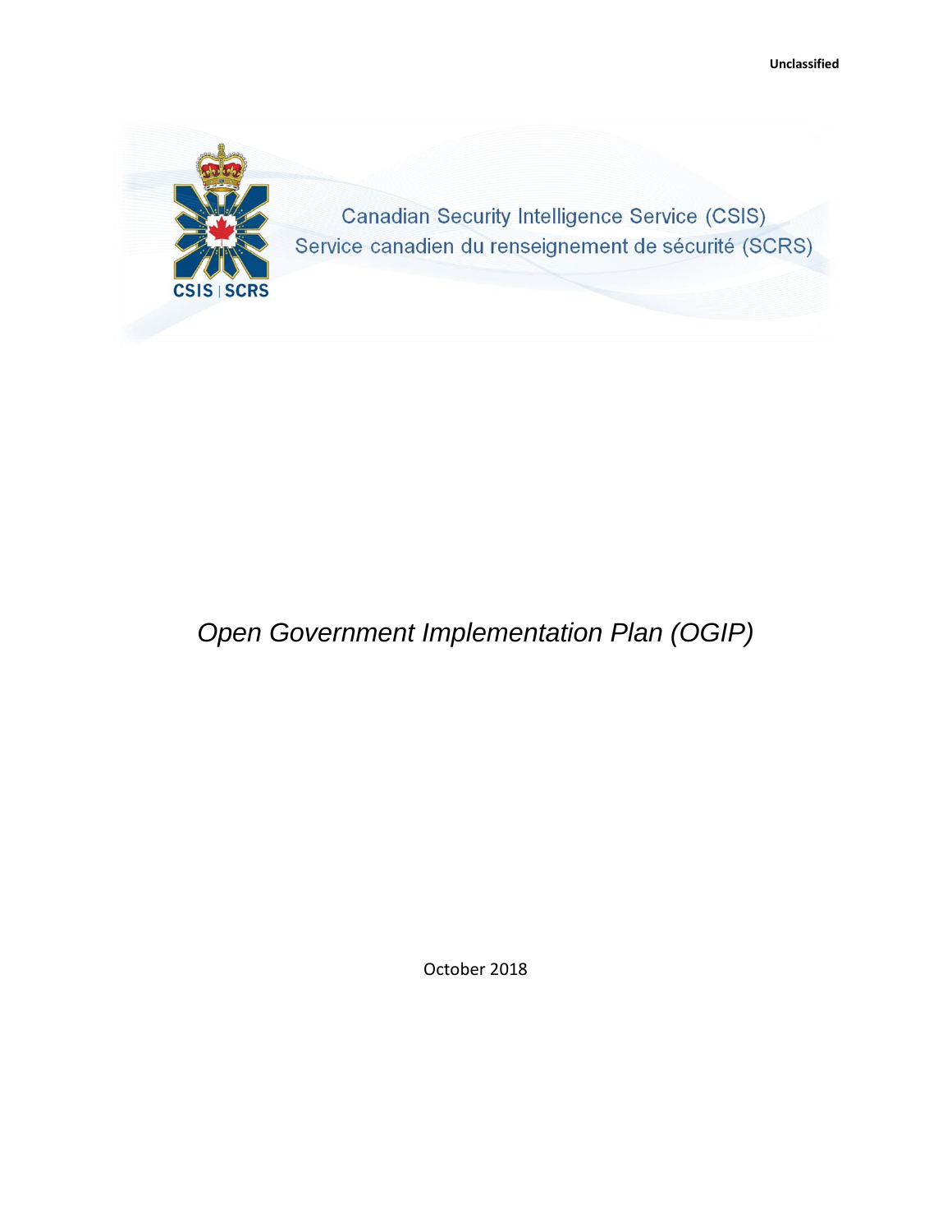Unclassified

Canadian Security Intelligence Service (CSIS)
Service canadien du renseignement de sécurité (SCRS)

CSIS | SCRS

# *Open Government Implementation Plan (OGIP)*

October 2018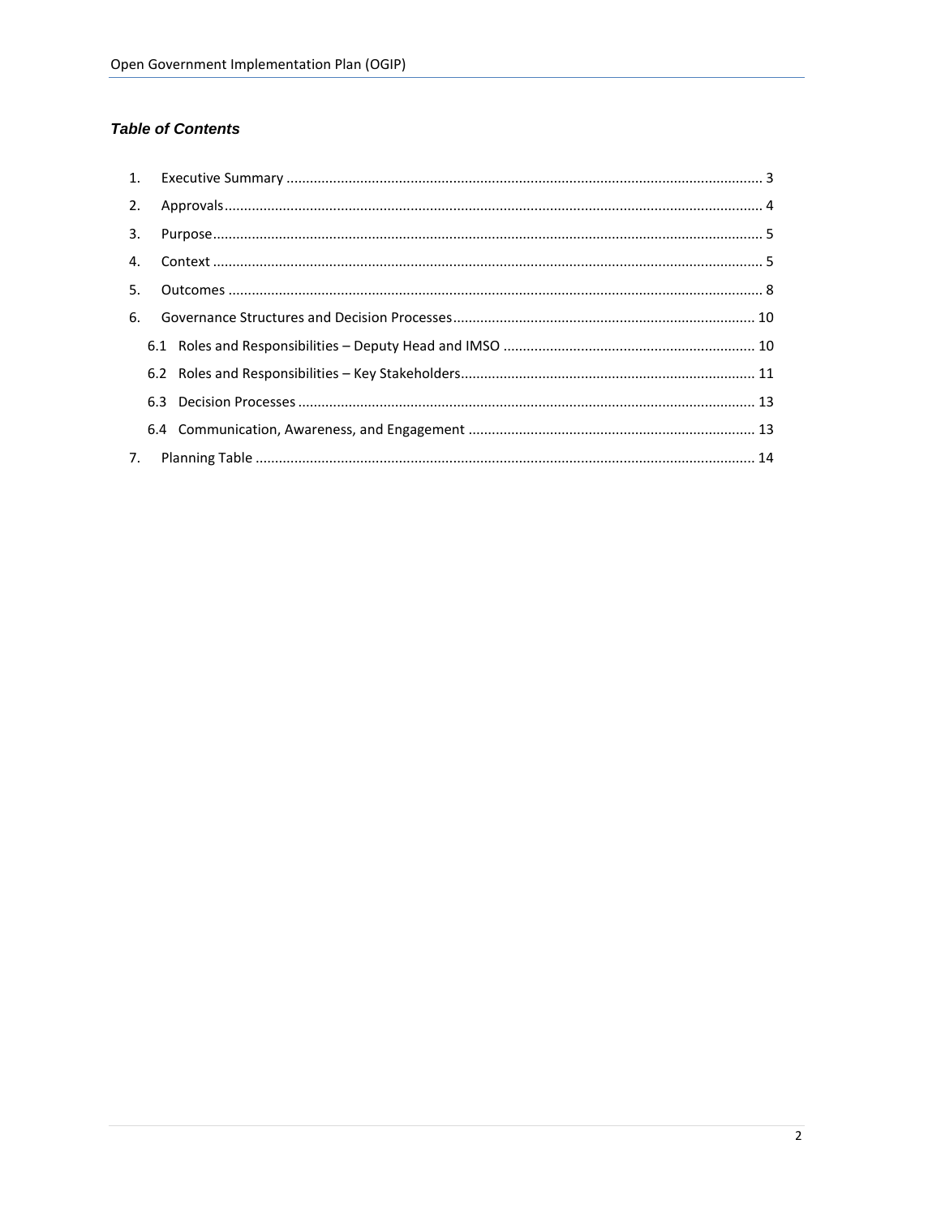### *Table of Contents*

1. Executive Summary .......... 3
2. Approvals .......... 4
3. Purpose .......... 5
4. Context .......... 5
5. Outcomes .......... 8
6. Governance Structures and Decision Processes .......... 10
   - 6.1 Roles and Responsibilities – Deputy Head and IMSO .......... 10
   - 6.2 Roles and Responsibilities – Key Stakeholders .......... 11
   - 6.3 Decision Processes .......... 13
   - 6.4 Communication, Awareness, and Engagement .......... 13
7. Planning Table .......... 14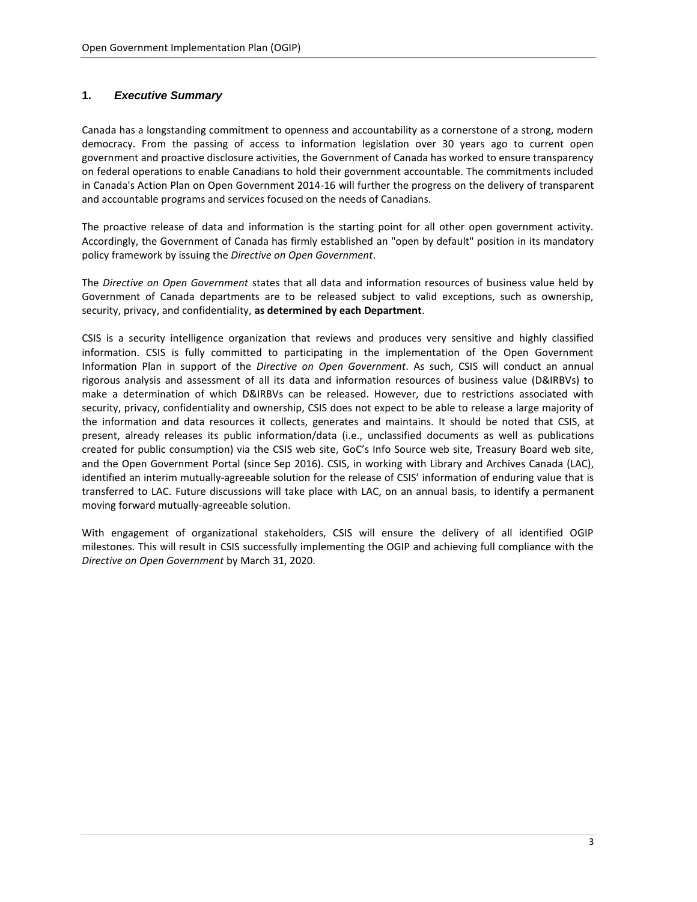## 1. *Executive Summary*

Canada has a longstanding commitment to openness and accountability as a cornerstone of a strong, modern democracy. From the passing of access to information legislation over 30 years ago to current open government and proactive disclosure activities, the Government of Canada has worked to ensure transparency on federal operations to enable Canadians to hold their government accountable. The commitments included in Canada's Action Plan on Open Government 2014-16 will further the progress on the delivery of transparent and accountable programs and services focused on the needs of Canadians.

The proactive release of data and information is the starting point for all other open government activity. Accordingly, the Government of Canada has firmly established an "open by default" position in its mandatory policy framework by issuing the *Directive on Open Government*.

The *Directive on Open Government* states that all data and information resources of business value held by Government of Canada departments are to be released subject to valid exceptions, such as ownership, security, privacy, and confidentiality, **as determined by each Department**.

CSIS is a security intelligence organization that reviews and produces very sensitive and highly classified information. CSIS is fully committed to participating in the implementation of the Open Government Information Plan in support of the *Directive on Open Government*. As such, CSIS will conduct an annual rigorous analysis and assessment of all its data and information resources of business value (D&IRBVs) to make a determination of which D&IRBVs can be released. However, due to restrictions associated with security, privacy, confidentiality and ownership, CSIS does not expect to be able to release a large majority of the information and data resources it collects, generates and maintains. It should be noted that CSIS, at present, already releases its public information/data (i.e., unclassified documents as well as publications created for public consumption) via the CSIS web site, GoC's Info Source web site, Treasury Board web site, and the Open Government Portal (since Sep 2016). CSIS, in working with Library and Archives Canada (LAC), identified an interim mutually-agreeable solution for the release of CSIS' information of enduring value that is transferred to LAC. Future discussions will take place with LAC, on an annual basis, to identify a permanent moving forward mutually-agreeable solution.

With engagement of organizational stakeholders, CSIS will ensure the delivery of all identified OGIP milestones. This will result in CSIS successfully implementing the OGIP and achieving full compliance with the *Directive on Open Government* by March 31, 2020.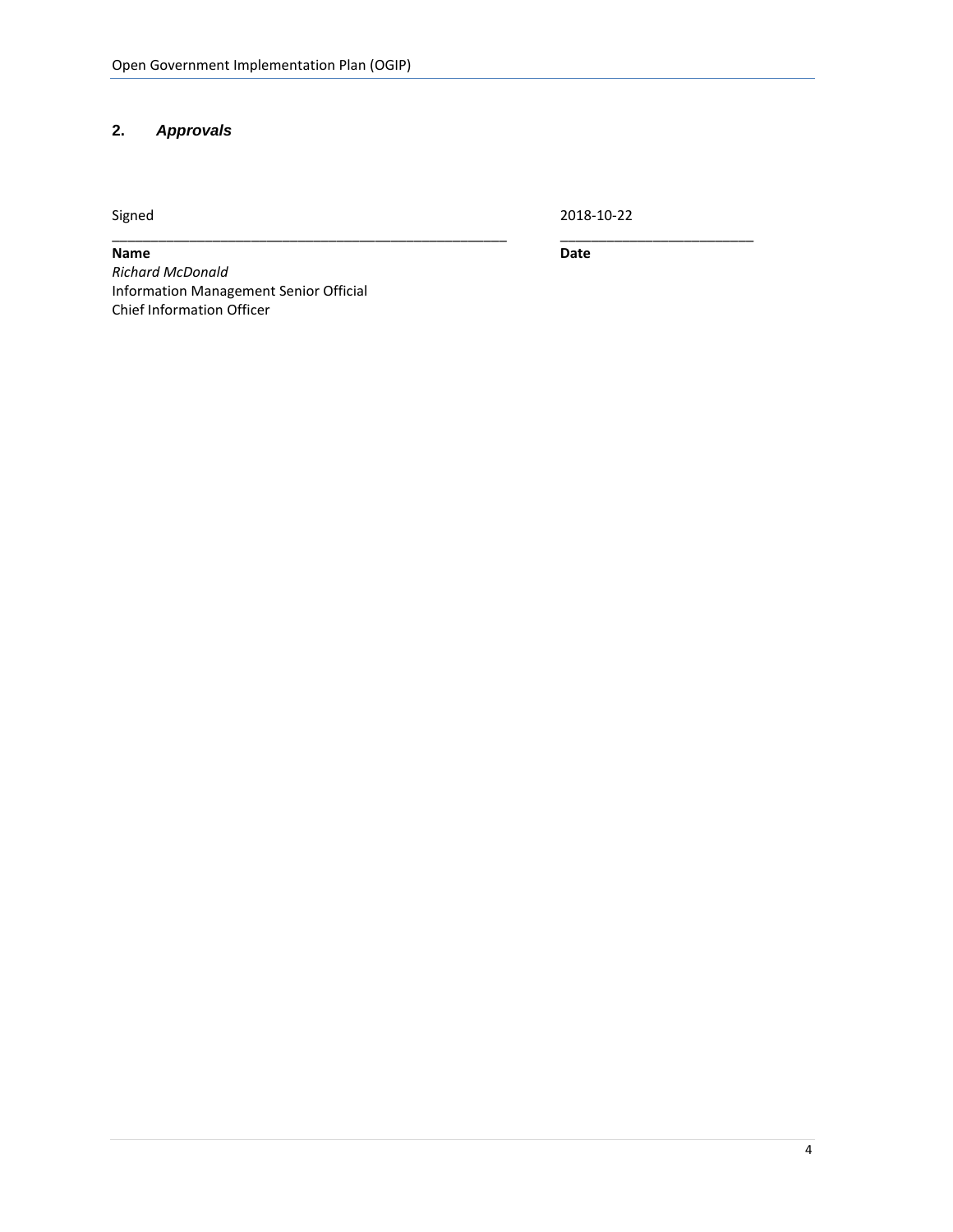## 2. *Approvals*

| Signed | 2018-10-22 |
| --- | --- |
| **Name** | **Date** |

*Richard McDonald*  
Information Management Senior Official  
Chief Information Officer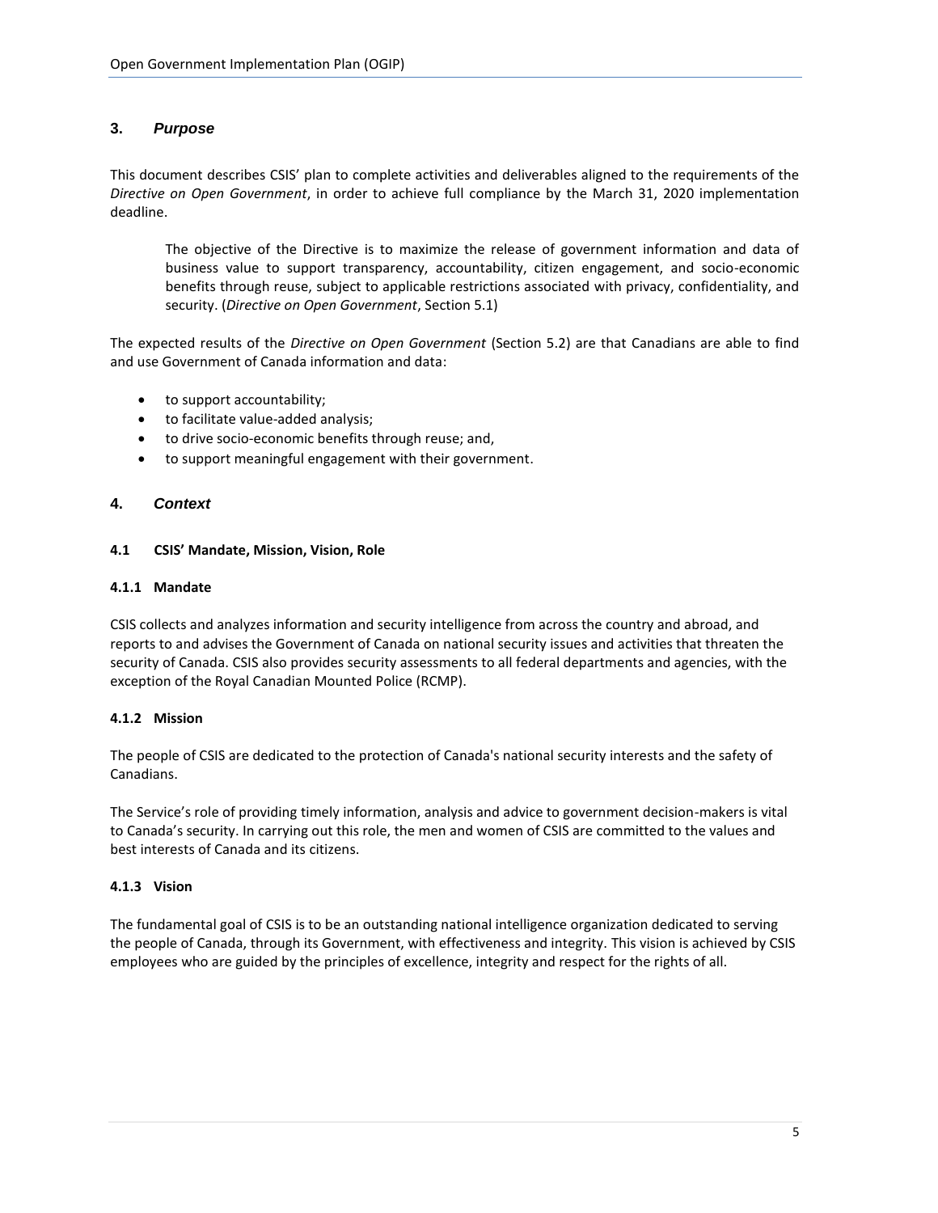## 3. *Purpose*

This document describes CSIS' plan to complete activities and deliverables aligned to the requirements of the *Directive on Open Government*, in order to achieve full compliance by the March 31, 2020 implementation deadline.

> The objective of the Directive is to maximize the release of government information and data of business value to support transparency, accountability, citizen engagement, and socio-economic benefits through reuse, subject to applicable restrictions associated with privacy, confidentiality, and security. (*Directive on Open Government*, Section 5.1)

The expected results of the *Directive on Open Government* (Section 5.2) are that Canadians are able to find and use Government of Canada information and data:

- to support accountability;
- to facilitate value-added analysis;
- to drive socio-economic benefits through reuse; and,
- to support meaningful engagement with their government.

## 4. *Context*

### 4.1 CSIS' Mandate, Mission, Vision, Role

#### 4.1.1 Mandate

CSIS collects and analyzes information and security intelligence from across the country and abroad, and reports to and advises the Government of Canada on national security issues and activities that threaten the security of Canada. CSIS also provides security assessments to all federal departments and agencies, with the exception of the Royal Canadian Mounted Police (RCMP).

#### 4.1.2 Mission

The people of CSIS are dedicated to the protection of Canada's national security interests and the safety of Canadians.

The Service's role of providing timely information, analysis and advice to government decision-makers is vital to Canada's security. In carrying out this role, the men and women of CSIS are committed to the values and best interests of Canada and its citizens.

#### 4.1.3 Vision

The fundamental goal of CSIS is to be an outstanding national intelligence organization dedicated to serving the people of Canada, through its Government, with effectiveness and integrity. This vision is achieved by CSIS employees who are guided by the principles of excellence, integrity and respect for the rights of all.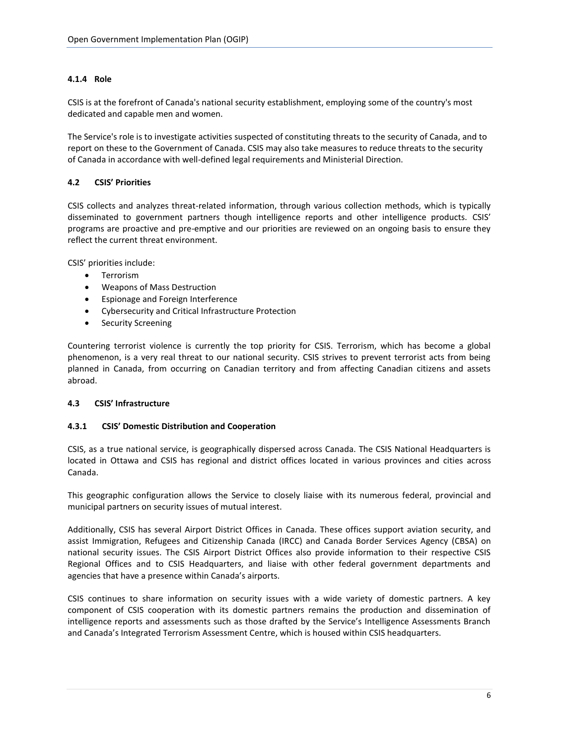#### 4.1.4 Role

CSIS is at the forefront of Canada's national security establishment, employing some of the country's most dedicated and capable men and women.

The Service's role is to investigate activities suspected of constituting threats to the security of Canada, and to report on these to the Government of Canada. CSIS may also take measures to reduce threats to the security of Canada in accordance with well-defined legal requirements and Ministerial Direction.

### 4.2 CSIS' Priorities

CSIS collects and analyzes threat-related information, through various collection methods, which is typically disseminated to government partners though intelligence reports and other intelligence products. CSIS' programs are proactive and pre-emptive and our priorities are reviewed on an ongoing basis to ensure they reflect the current threat environment.

CSIS' priorities include:

- Terrorism
- Weapons of Mass Destruction
- Espionage and Foreign Interference
- Cybersecurity and Critical Infrastructure Protection
- Security Screening

Countering terrorist violence is currently the top priority for CSIS. Terrorism, which has become a global phenomenon, is a very real threat to our national security. CSIS strives to prevent terrorist acts from being planned in Canada, from occurring on Canadian territory and from affecting Canadian citizens and assets abroad.

### 4.3 CSIS' Infrastructure

#### 4.3.1 CSIS' Domestic Distribution and Cooperation

CSIS, as a true national service, is geographically dispersed across Canada. The CSIS National Headquarters is located in Ottawa and CSIS has regional and district offices located in various provinces and cities across Canada.

This geographic configuration allows the Service to closely liaise with its numerous federal, provincial and municipal partners on security issues of mutual interest.

Additionally, CSIS has several Airport District Offices in Canada. These offices support aviation security, and assist Immigration, Refugees and Citizenship Canada (IRCC) and Canada Border Services Agency (CBSA) on national security issues. The CSIS Airport District Offices also provide information to their respective CSIS Regional Offices and to CSIS Headquarters, and liaise with other federal government departments and agencies that have a presence within Canada's airports.

CSIS continues to share information on security issues with a wide variety of domestic partners. A key component of CSIS cooperation with its domestic partners remains the production and dissemination of intelligence reports and assessments such as those drafted by the Service's Intelligence Assessments Branch and Canada's Integrated Terrorism Assessment Centre, which is housed within CSIS headquarters.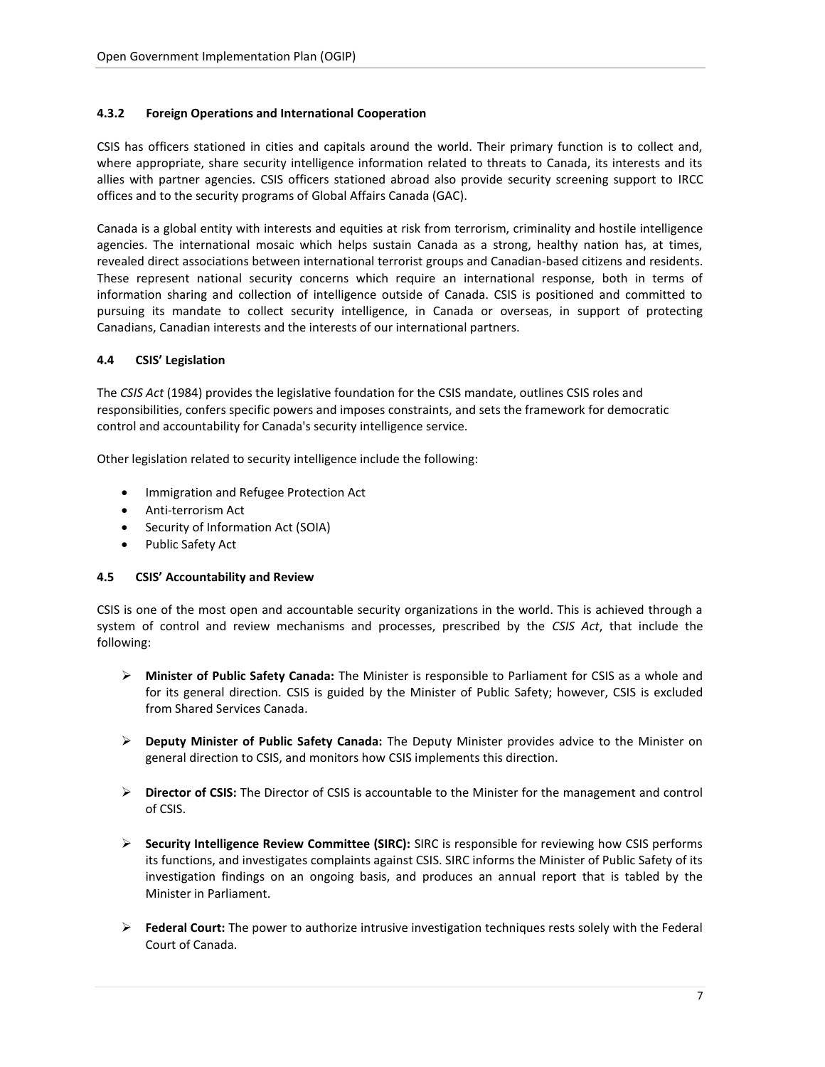#### 4.3.2 Foreign Operations and International Cooperation

CSIS has officers stationed in cities and capitals around the world. Their primary function is to collect and, where appropriate, share security intelligence information related to threats to Canada, its interests and its allies with partner agencies. CSIS officers stationed abroad also provide security screening support to IRCC offices and to the security programs of Global Affairs Canada (GAC).

Canada is a global entity with interests and equities at risk from terrorism, criminality and hostile intelligence agencies. The international mosaic which helps sustain Canada as a strong, healthy nation has, at times, revealed direct associations between international terrorist groups and Canadian-based citizens and residents. These represent national security concerns which require an international response, both in terms of information sharing and collection of intelligence outside of Canada. CSIS is positioned and committed to pursuing its mandate to collect security intelligence, in Canada or overseas, in support of protecting Canadians, Canadian interests and the interests of our international partners.

### 4.4 CSIS' Legislation

The *CSIS Act* (1984) provides the legislative foundation for the CSIS mandate, outlines CSIS roles and responsibilities, confers specific powers and imposes constraints, and sets the framework for democratic control and accountability for Canada's security intelligence service.

Other legislation related to security intelligence include the following:

- Immigration and Refugee Protection Act
- Anti-terrorism Act
- Security of Information Act (SOIA)
- Public Safety Act

### 4.5 CSIS' Accountability and Review

CSIS is one of the most open and accountable security organizations in the world. This is achieved through a system of control and review mechanisms and processes, prescribed by the *CSIS Act*, that include the following:

- **Minister of Public Safety Canada:** The Minister is responsible to Parliament for CSIS as a whole and for its general direction. CSIS is guided by the Minister of Public Safety; however, CSIS is excluded from Shared Services Canada.
- **Deputy Minister of Public Safety Canada:** The Deputy Minister provides advice to the Minister on general direction to CSIS, and monitors how CSIS implements this direction.
- **Director of CSIS:** The Director of CSIS is accountable to the Minister for the management and control of CSIS.
- **Security Intelligence Review Committee (SIRC):** SIRC is responsible for reviewing how CSIS performs its functions, and investigates complaints against CSIS. SIRC informs the Minister of Public Safety of its investigation findings on an ongoing basis, and produces an annual report that is tabled by the Minister in Parliament.
- **Federal Court:** The power to authorize intrusive investigation techniques rests solely with the Federal Court of Canada.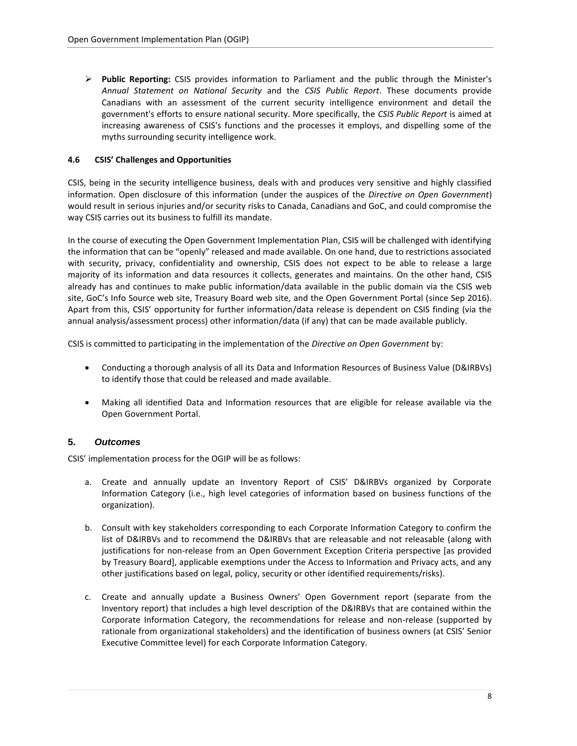- **Public Reporting:** CSIS provides information to Parliament and the public through the Minister's *Annual Statement on National Security* and the *CSIS Public Report*. These documents provide Canadians with an assessment of the current security intelligence environment and detail the government's efforts to ensure national security. More specifically, the *CSIS Public Report* is aimed at increasing awareness of CSIS's functions and the processes it employs, and dispelling some of the myths surrounding security intelligence work.

### 4.6 CSIS' Challenges and Opportunities

CSIS, being in the security intelligence business, deals with and produces very sensitive and highly classified information. Open disclosure of this information (under the auspices of the *Directive on Open Government*) would result in serious injuries and/or security risks to Canada, Canadians and GoC, and could compromise the way CSIS carries out its business to fulfill its mandate.

In the course of executing the Open Government Implementation Plan, CSIS will be challenged with identifying the information that can be "openly" released and made available. On one hand, due to restrictions associated with security, privacy, confidentiality and ownership, CSIS does not expect to be able to release a large majority of its information and data resources it collects, generates and maintains. On the other hand, CSIS already has and continues to make public information/data available in the public domain via the CSIS web site, GoC's Info Source web site, Treasury Board web site, and the Open Government Portal (since Sep 2016). Apart from this, CSIS' opportunity for further information/data release is dependent on CSIS finding (via the annual analysis/assessment process) other information/data (if any) that can be made available publicly.

CSIS is committed to participating in the implementation of the *Directive on Open Government* by:

- Conducting a thorough analysis of all its Data and Information Resources of Business Value (D&IRBVs) to identify those that could be released and made available.
- Making all identified Data and Information resources that are eligible for release available via the Open Government Portal.

## 5. *Outcomes*

CSIS' implementation process for the OGIP will be as follows:

a. Create and annually update an Inventory Report of CSIS' D&IRBVs organized by Corporate Information Category (i.e., high level categories of information based on business functions of the organization).

b. Consult with key stakeholders corresponding to each Corporate Information Category to confirm the list of D&IRBVs and to recommend the D&IRBVs that are releasable and not releasable (along with justifications for non-release from an Open Government Exception Criteria perspective [as provided by Treasury Board], applicable exemptions under the Access to Information and Privacy acts, and any other justifications based on legal, policy, security or other identified requirements/risks).

c. Create and annually update a Business Owners' Open Government report (separate from the Inventory report) that includes a high level description of the D&IRBVs that are contained within the Corporate Information Category, the recommendations for release and non-release (supported by rationale from organizational stakeholders) and the identification of business owners (at CSIS' Senior Executive Committee level) for each Corporate Information Category.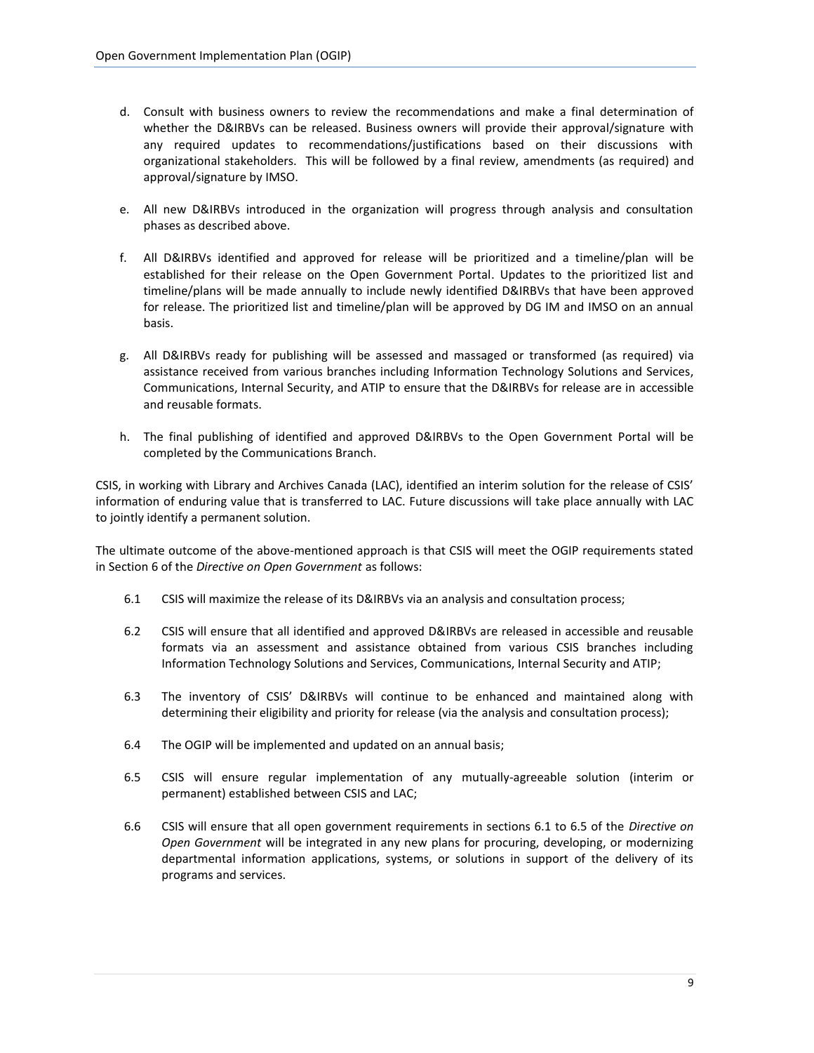d. Consult with business owners to review the recommendations and make a final determination of whether the D&IRBVs can be released. Business owners will provide their approval/signature with any required updates to recommendations/justifications based on their discussions with organizational stakeholders. This will be followed by a final review, amendments (as required) and approval/signature by IMSO.

e. All new D&IRBVs introduced in the organization will progress through analysis and consultation phases as described above.

f. All D&IRBVs identified and approved for release will be prioritized and a timeline/plan will be established for their release on the Open Government Portal. Updates to the prioritized list and timeline/plans will be made annually to include newly identified D&IRBVs that have been approved for release. The prioritized list and timeline/plan will be approved by DG IM and IMSO on an annual basis.

g. All D&IRBVs ready for publishing will be assessed and massaged or transformed (as required) via assistance received from various branches including Information Technology Solutions and Services, Communications, Internal Security, and ATIP to ensure that the D&IRBVs for release are in accessible and reusable formats.

h. The final publishing of identified and approved D&IRBVs to the Open Government Portal will be completed by the Communications Branch.

CSIS, in working with Library and Archives Canada (LAC), identified an interim solution for the release of CSIS' information of enduring value that is transferred to LAC. Future discussions will take place annually with LAC to jointly identify a permanent solution.

The ultimate outcome of the above-mentioned approach is that CSIS will meet the OGIP requirements stated in Section 6 of the *Directive on Open Government* as follows:

6.1 CSIS will maximize the release of its D&IRBVs via an analysis and consultation process;

6.2 CSIS will ensure that all identified and approved D&IRBVs are released in accessible and reusable formats via an assessment and assistance obtained from various CSIS branches including Information Technology Solutions and Services, Communications, Internal Security and ATIP;

6.3 The inventory of CSIS' D&IRBVs will continue to be enhanced and maintained along with determining their eligibility and priority for release (via the analysis and consultation process);

6.4 The OGIP will be implemented and updated on an annual basis;

6.5 CSIS will ensure regular implementation of any mutually-agreeable solution (interim or permanent) established between CSIS and LAC;

6.6 CSIS will ensure that all open government requirements in sections 6.1 to 6.5 of the *Directive on Open Government* will be integrated in any new plans for procuring, developing, or modernizing departmental information applications, systems, or solutions in support of the delivery of its programs and services.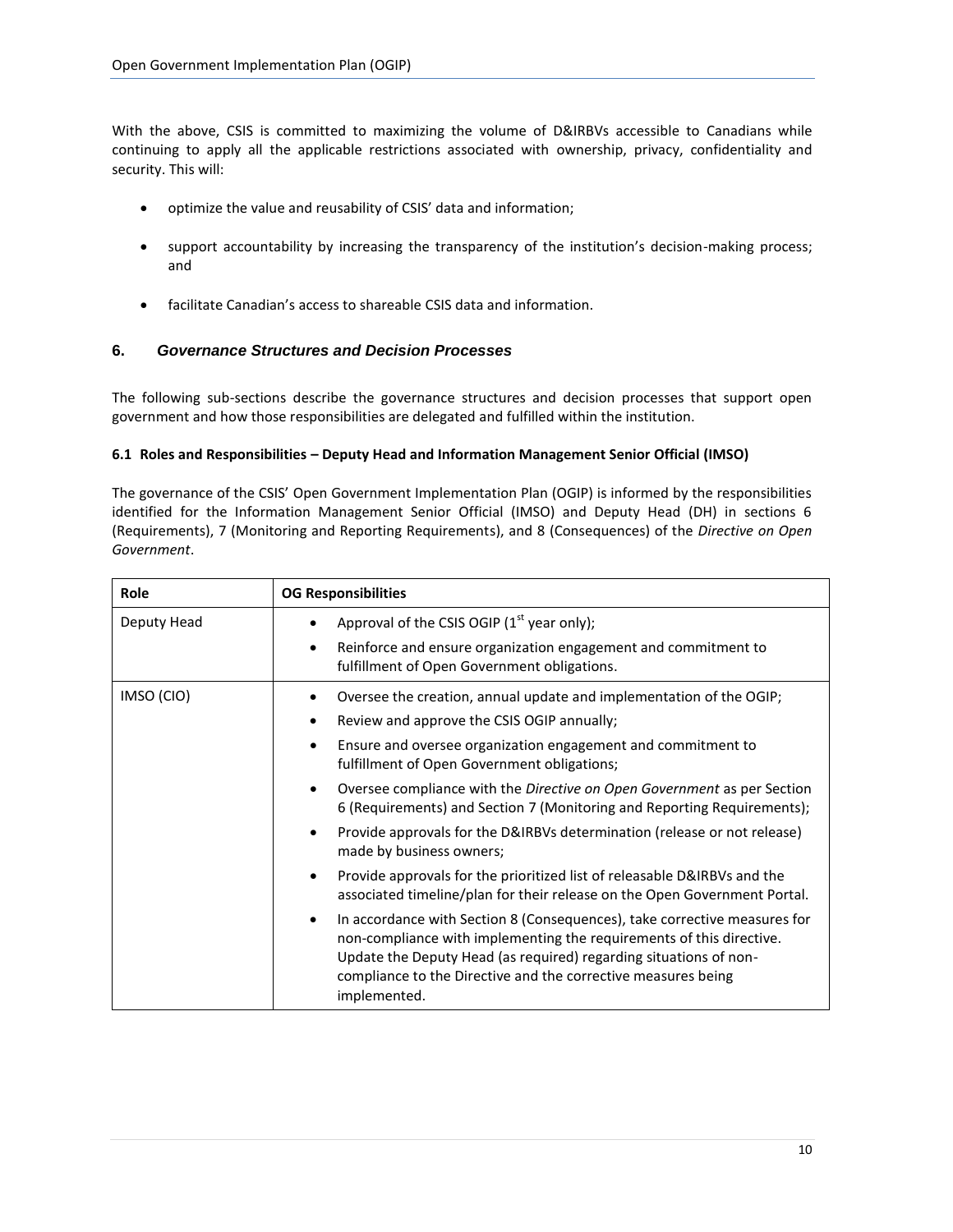With the above, CSIS is committed to maximizing the volume of D&IRBVs accessible to Canadians while continuing to apply all the applicable restrictions associated with ownership, privacy, confidentiality and security. This will:

- optimize the value and reusability of CSIS' data and information;
- support accountability by increasing the transparency of the institution's decision-making process; and
- facilitate Canadian's access to shareable CSIS data and information.

## 6. *Governance Structures and Decision Processes*

The following sub-sections describe the governance structures and decision processes that support open government and how those responsibilities are delegated and fulfilled within the institution.

### 6.1 Roles and Responsibilities – Deputy Head and Information Management Senior Official (IMSO)

The governance of the CSIS' Open Government Implementation Plan (OGIP) is informed by the responsibilities identified for the Information Management Senior Official (IMSO) and Deputy Head (DH) in sections 6 (Requirements), 7 (Monitoring and Reporting Requirements), and 8 (Consequences) of the *Directive on Open Government*.

| Role | OG Responsibilities |
|---|---|
| Deputy Head | • Approval of the CSIS OGIP (1st year only);<br>• Reinforce and ensure organization engagement and commitment to fulfillment of Open Government obligations. |
| IMSO (CIO) | • Oversee the creation, annual update and implementation of the OGIP;<br>• Review and approve the CSIS OGIP annually;<br>• Ensure and oversee organization engagement and commitment to fulfillment of Open Government obligations;<br>• Oversee compliance with the *Directive on Open Government* as per Section 6 (Requirements) and Section 7 (Monitoring and Reporting Requirements);<br>• Provide approvals for the D&IRBVs determination (release or not release) made by business owners;<br>• Provide approvals for the prioritized list of releasable D&IRBVs and the associated timeline/plan for their release on the Open Government Portal.<br>• In accordance with Section 8 (Consequences), take corrective measures for non-compliance with implementing the requirements of this directive. Update the Deputy Head (as required) regarding situations of non-compliance to the Directive and the corrective measures being implemented. |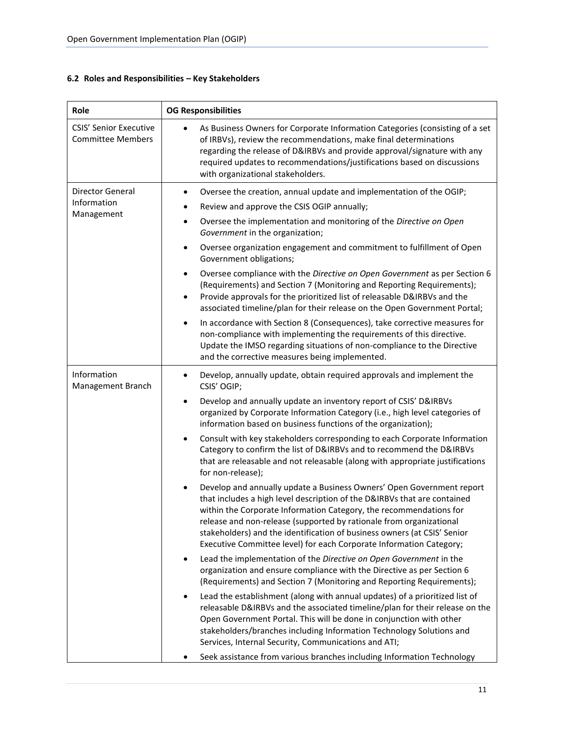### 6.2 Roles and Responsibilities – Key Stakeholders

| Role | OG Responsibilities |
|---|---|
| CSIS' Senior Executive Committee Members | • As Business Owners for Corporate Information Categories (consisting of a set of IRBVs), review the recommendations, make final determinations regarding the release of D&IRBVs and provide approval/signature with any required updates to recommendations/justifications based on discussions with organizational stakeholders. |
| Director General Information Management | • Oversee the creation, annual update and implementation of the OGIP;<br>• Review and approve the CSIS OGIP annually;<br>• Oversee the implementation and monitoring of the *Directive on Open Government* in the organization;<br>• Oversee organization engagement and commitment to fulfillment of Open Government obligations;<br>• Oversee compliance with the *Directive on Open Government* as per Section 6 (Requirements) and Section 7 (Monitoring and Reporting Requirements);<br>• Provide approvals for the prioritized list of releasable D&IRBVs and the associated timeline/plan for their release on the Open Government Portal;<br>• In accordance with Section 8 (Consequences), take corrective measures for non-compliance with implementing the requirements of this directive. Update the IMSO regarding situations of non-compliance to the Directive and the corrective measures being implemented. |
| Information Management Branch | • Develop, annually update, obtain required approvals and implement the CSIS' OGIP;<br>• Develop and annually update an inventory report of CSIS' D&IRBVs organized by Corporate Information Category (i.e., high level categories of information based on business functions of the organization);<br>• Consult with key stakeholders corresponding to each Corporate Information Category to confirm the list of D&IRBVs and to recommend the D&IRBVs that are releasable and not releasable (along with appropriate justifications for non-release);<br>• Develop and annually update a Business Owners' Open Government report that includes a high level description of the D&IRBVs that are contained within the Corporate Information Category, the recommendations for release and non-release (supported by rationale from organizational stakeholders) and the identification of business owners (at CSIS' Senior Executive Committee level) for each Corporate Information Category;<br>• Lead the implementation of the *Directive on Open Government* in the organization and ensure compliance with the Directive as per Section 6 (Requirements) and Section 7 (Monitoring and Reporting Requirements);<br>• Lead the establishment (along with annual updates) of a prioritized list of releasable D&IRBVs and the associated timeline/plan for their release on the Open Government Portal. This will be done in conjunction with other stakeholders/branches including Information Technology Solutions and Services, Internal Security, Communications and ATI;<br>• Seek assistance from various branches including Information Technology |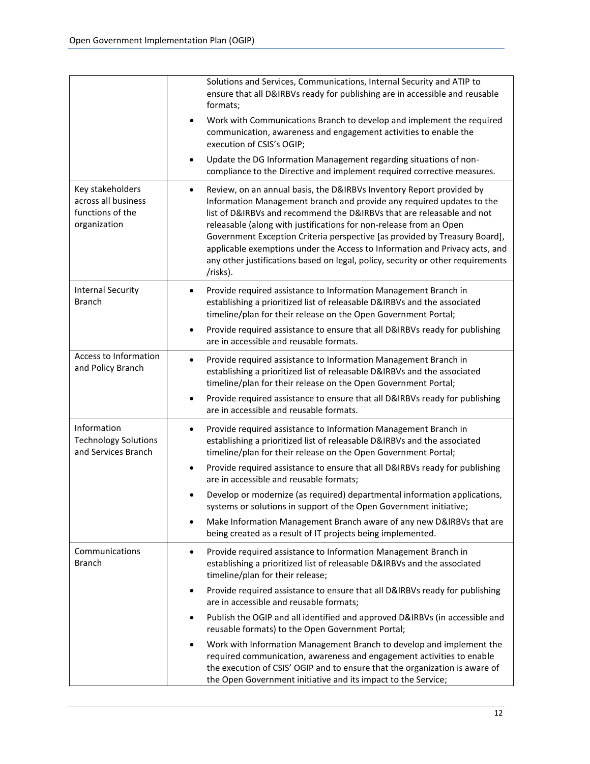| | |
|---|---|
| | Solutions and Services, Communications, Internal Security and ATIP to ensure that all D&IRBVs ready for publishing are in accessible and reusable formats;<br>• Work with Communications Branch to develop and implement the required communication, awareness and engagement activities to enable the execution of CSIS's OGIP;<br>• Update the DG Information Management regarding situations of non-compliance to the Directive and implement required corrective measures. |
| Key stakeholders across all business functions of the organization | • Review, on an annual basis, the D&IRBVs Inventory Report provided by Information Management branch and provide any required updates to the list of D&IRBVs and recommend the D&IRBVs that are releasable and not releasable (along with justifications for non-release from an Open Government Exception Criteria perspective [as provided by Treasury Board], applicable exemptions under the Access to Information and Privacy acts, and any other justifications based on legal, policy, security or other requirements /risks). |
| Internal Security Branch | • Provide required assistance to Information Management Branch in establishing a prioritized list of releasable D&IRBVs and the associated timeline/plan for their release on the Open Government Portal;<br>• Provide required assistance to ensure that all D&IRBVs ready for publishing are in accessible and reusable formats. |
| Access to Information and Policy Branch | • Provide required assistance to Information Management Branch in establishing a prioritized list of releasable D&IRBVs and the associated timeline/plan for their release on the Open Government Portal;<br>• Provide required assistance to ensure that all D&IRBVs ready for publishing are in accessible and reusable formats. |
| Information Technology Solutions and Services Branch | • Provide required assistance to Information Management Branch in establishing a prioritized list of releasable D&IRBVs and the associated timeline/plan for their release on the Open Government Portal;<br>• Provide required assistance to ensure that all D&IRBVs ready for publishing are in accessible and reusable formats;<br>• Develop or modernize (as required) departmental information applications, systems or solutions in support of the Open Government initiative;<br>• Make Information Management Branch aware of any new D&IRBVs that are being created as a result of IT projects being implemented. |
| Communications Branch | • Provide required assistance to Information Management Branch in establishing a prioritized list of releasable D&IRBVs and the associated timeline/plan for their release;<br>• Provide required assistance to ensure that all D&IRBVs ready for publishing are in accessible and reusable formats;<br>• Publish the OGIP and all identified and approved D&IRBVs (in accessible and reusable formats) to the Open Government Portal;<br>• Work with Information Management Branch to develop and implement the required communication, awareness and engagement activities to enable the execution of CSIS' OGIP and to ensure that the organization is aware of the Open Government initiative and its impact to the Service; |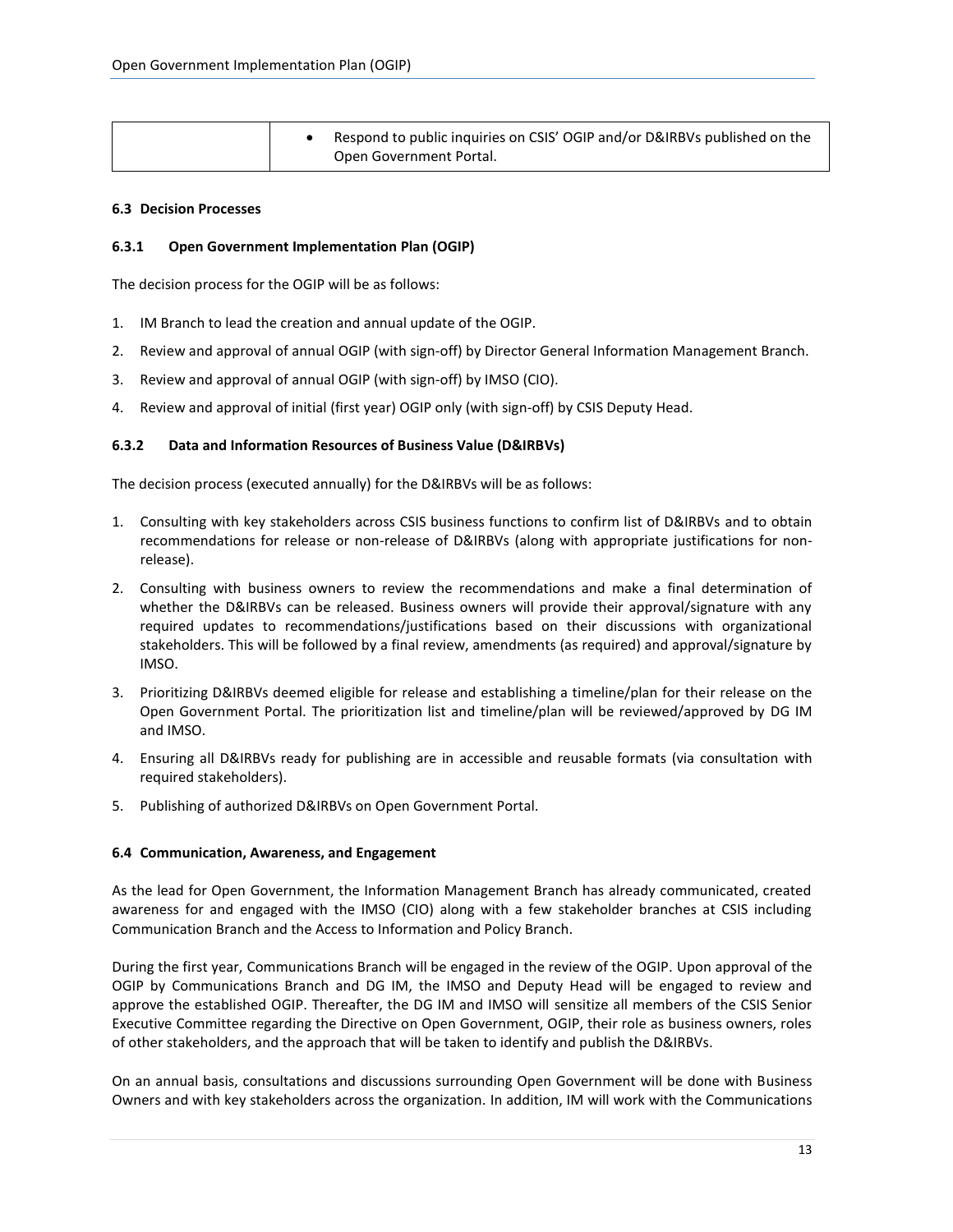|  |  |
| --- | --- |
|  | - Respond to public inquiries on CSIS' OGIP and/or D&IRBVs published on the Open Government Portal. |

### 6.3 Decision Processes

#### 6.3.1 Open Government Implementation Plan (OGIP)

The decision process for the OGIP will be as follows:

1. IM Branch to lead the creation and annual update of the OGIP.
2. Review and approval of annual OGIP (with sign-off) by Director General Information Management Branch.
3. Review and approval of annual OGIP (with sign-off) by IMSO (CIO).
4. Review and approval of initial (first year) OGIP only (with sign-off) by CSIS Deputy Head.

#### 6.3.2 Data and Information Resources of Business Value (D&IRBVs)

The decision process (executed annually) for the D&IRBVs will be as follows:

1. Consulting with key stakeholders across CSIS business functions to confirm list of D&IRBVs and to obtain recommendations for release or non-release of D&IRBVs (along with appropriate justifications for non-release).
2. Consulting with business owners to review the recommendations and make a final determination of whether the D&IRBVs can be released. Business owners will provide their approval/signature with any required updates to recommendations/justifications based on their discussions with organizational stakeholders. This will be followed by a final review, amendments (as required) and approval/signature by IMSO.
3. Prioritizing D&IRBVs deemed eligible for release and establishing a timeline/plan for their release on the Open Government Portal. The prioritization list and timeline/plan will be reviewed/approved by DG IM and IMSO.
4. Ensuring all D&IRBVs ready for publishing are in accessible and reusable formats (via consultation with required stakeholders).
5. Publishing of authorized D&IRBVs on Open Government Portal.

### 6.4 Communication, Awareness, and Engagement

As the lead for Open Government, the Information Management Branch has already communicated, created awareness for and engaged with the IMSO (CIO) along with a few stakeholder branches at CSIS including Communication Branch and the Access to Information and Policy Branch.

During the first year, Communications Branch will be engaged in the review of the OGIP. Upon approval of the OGIP by Communications Branch and DG IM, the IMSO and Deputy Head will be engaged to review and approve the established OGIP. Thereafter, the DG IM and IMSO will sensitize all members of the CSIS Senior Executive Committee regarding the Directive on Open Government, OGIP, their role as business owners, roles of other stakeholders, and the approach that will be taken to identify and publish the D&IRBVs.

On an annual basis, consultations and discussions surrounding Open Government will be done with Business Owners and with key stakeholders across the organization. In addition, IM will work with the Communications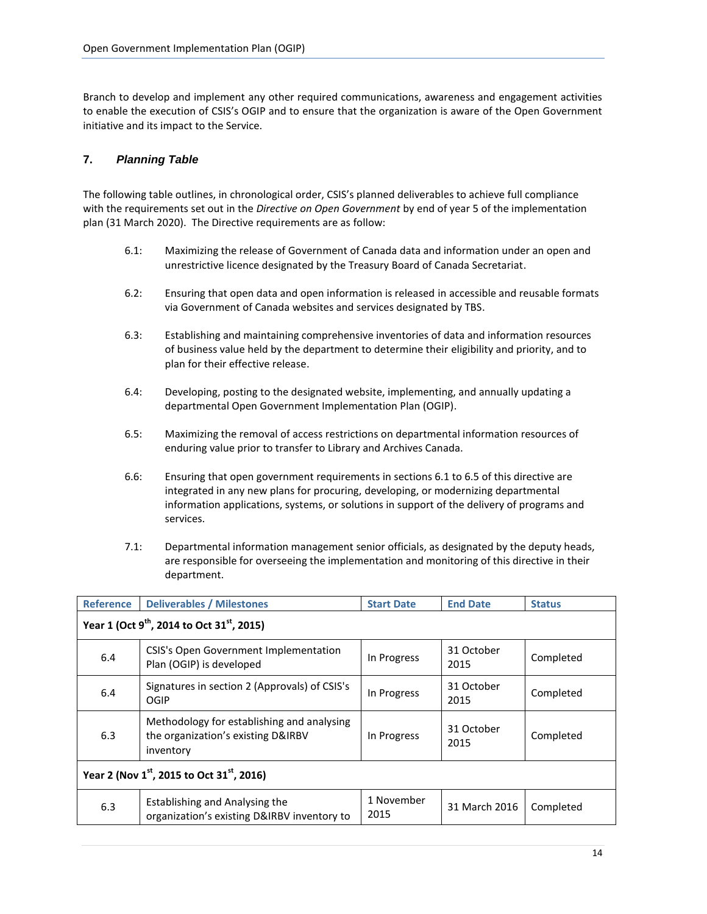Branch to develop and implement any other required communications, awareness and engagement activities to enable the execution of CSIS's OGIP and to ensure that the organization is aware of the Open Government initiative and its impact to the Service.

## 7. *Planning Table*

The following table outlines, in chronological order, CSIS's planned deliverables to achieve full compliance with the requirements set out in the *Directive on Open Government* by end of year 5 of the implementation plan (31 March 2020). The Directive requirements are as follow:

- 6.1: Maximizing the release of Government of Canada data and information under an open and unrestrictive licence designated by the Treasury Board of Canada Secretariat.
- 6.2: Ensuring that open data and open information is released in accessible and reusable formats via Government of Canada websites and services designated by TBS.
- 6.3: Establishing and maintaining comprehensive inventories of data and information resources of business value held by the department to determine their eligibility and priority, and to plan for their effective release.
- 6.4: Developing, posting to the designated website, implementing, and annually updating a departmental Open Government Implementation Plan (OGIP).
- 6.5: Maximizing the removal of access restrictions on departmental information resources of enduring value prior to transfer to Library and Archives Canada.
- 6.6: Ensuring that open government requirements in sections 6.1 to 6.5 of this directive are integrated in any new plans for procuring, developing, or modernizing departmental information applications, systems, or solutions in support of the delivery of programs and services.
- 7.1: Departmental information management senior officials, as designated by the deputy heads, are responsible for overseeing the implementation and monitoring of this directive in their department.

| Reference | Deliverables / Milestones | Start Date | End Date | Status |
|---|---|---|---|---|
| **Year 1 (Oct 9th, 2014 to Oct 31st, 2015)** | | | | |
| 6.4 | CSIS's Open Government Implementation Plan (OGIP) is developed | In Progress | 31 October 2015 | Completed |
| 6.4 | Signatures in section 2 (Approvals) of CSIS's OGIP | In Progress | 31 October 2015 | Completed |
| 6.3 | Methodology for establishing and analysing the organization's existing D&IRBV inventory | In Progress | 31 October 2015 | Completed |
| **Year 2 (Nov 1st, 2015 to Oct 31st, 2016)** | | | | |
| 6.3 | Establishing and Analysing the organization's existing D&IRBV inventory to | 1 November 2015 | 31 March 2016 | Completed |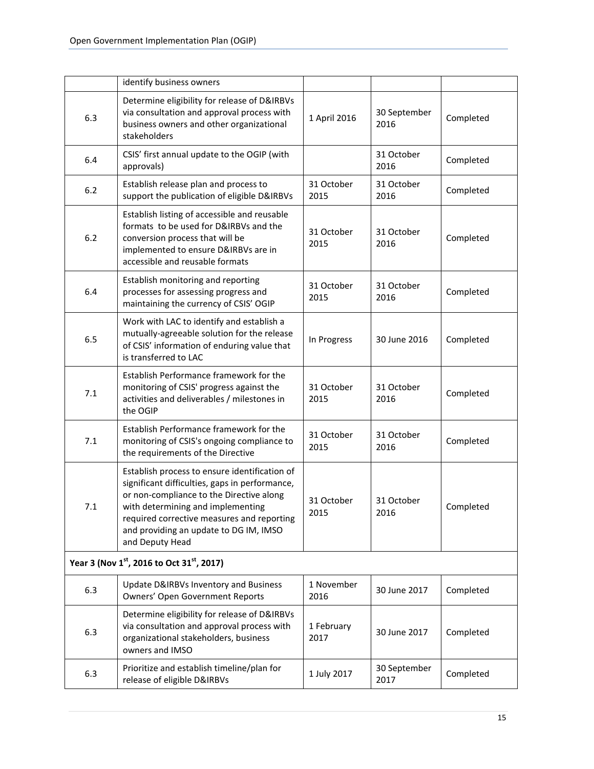| | | | | |
|---|---|---|---|---|
| | identify business owners | | | |
| 6.3 | Determine eligibility for release of D&IRBVs via consultation and approval process with business owners and other organizational stakeholders | 1 April 2016 | 30 September 2016 | Completed |
| 6.4 | CSIS' first annual update to the OGIP (with approvals) | | 31 October 2016 | Completed |
| 6.2 | Establish release plan and process to support the publication of eligible D&IRBVs | 31 October 2015 | 31 October 2016 | Completed |
| 6.2 | Establish listing of accessible and reusable formats to be used for D&IRBVs and the conversion process that will be implemented to ensure D&IRBVs are in accessible and reusable formats | 31 October 2015 | 31 October 2016 | Completed |
| 6.4 | Establish monitoring and reporting processes for assessing progress and maintaining the currency of CSIS' OGIP | 31 October 2015 | 31 October 2016 | Completed |
| 6.5 | Work with LAC to identify and establish a mutually-agreeable solution for the release of CSIS' information of enduring value that is transferred to LAC | In Progress | 30 June 2016 | Completed |
| 7.1 | Establish Performance framework for the monitoring of CSIS' progress against the activities and deliverables / milestones in the OGIP | 31 October 2015 | 31 October 2016 | Completed |
| 7.1 | Establish Performance framework for the monitoring of CSIS's ongoing compliance to the requirements of the Directive | 31 October 2015 | 31 October 2016 | Completed |
| 7.1 | Establish process to ensure identification of significant difficulties, gaps in performance, or non-compliance to the Directive along with determining and implementing required corrective measures and reporting and providing an update to DG IM, IMSO and Deputy Head | 31 October 2015 | 31 October 2016 | Completed |
| **Year 3 (Nov 1st, 2016 to Oct 31st, 2017)** | | | | |
| 6.3 | Update D&IRBVs Inventory and Business Owners' Open Government Reports | 1 November 2016 | 30 June 2017 | Completed |
| 6.3 | Determine eligibility for release of D&IRBVs via consultation and approval process with organizational stakeholders, business owners and IMSO | 1 February 2017 | 30 June 2017 | Completed |
| 6.3 | Prioritize and establish timeline/plan for release of eligible D&IRBVs | 1 July 2017 | 30 September 2017 | Completed |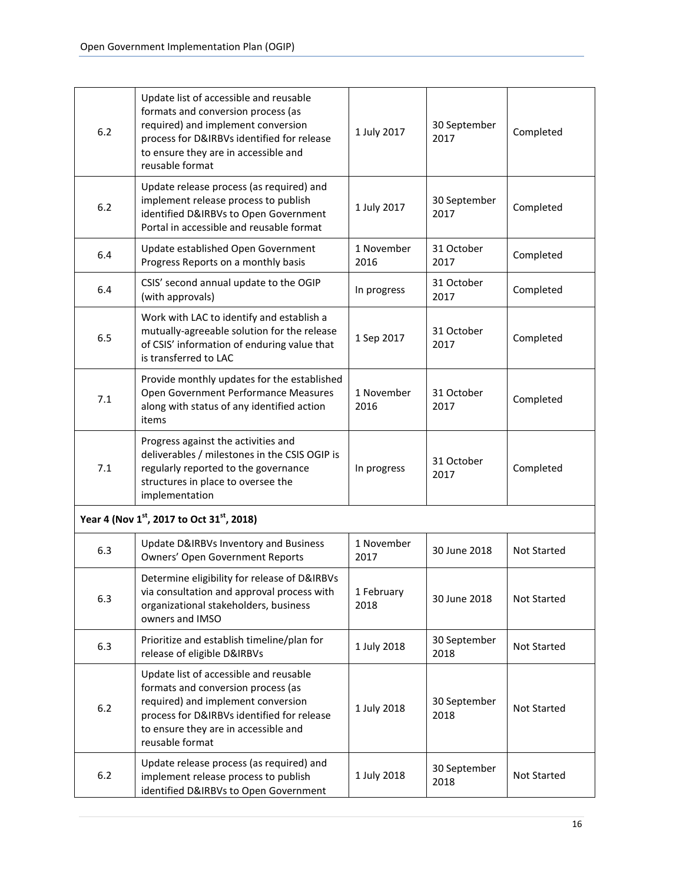| | | | | |
|---|---|---|---|---|
| 6.2 | Update list of accessible and reusable formats and conversion process (as required) and implement conversion process for D&IRBVs identified for release to ensure they are in accessible and reusable format | 1 July 2017 | 30 September 2017 | Completed |
| 6.2 | Update release process (as required) and implement release process to publish identified D&IRBVs to Open Government Portal in accessible and reusable format | 1 July 2017 | 30 September 2017 | Completed |
| 6.4 | Update established Open Government Progress Reports on a monthly basis | 1 November 2016 | 31 October 2017 | Completed |
| 6.4 | CSIS' second annual update to the OGIP (with approvals) | In progress | 31 October 2017 | Completed |
| 6.5 | Work with LAC to identify and establish a mutually-agreeable solution for the release of CSIS' information of enduring value that is transferred to LAC | 1 Sep 2017 | 31 October 2017 | Completed |
| 7.1 | Provide monthly updates for the established Open Government Performance Measures along with status of any identified action items | 1 November 2016 | 31 October 2017 | Completed |
| 7.1 | Progress against the activities and deliverables / milestones in the CSIS OGIP is regularly reported to the governance structures in place to oversee the implementation | In progress | 31 October 2017 | Completed |
| **Year 4 (Nov 1st, 2017 to Oct 31st, 2018)** | | | | |
| 6.3 | Update D&IRBVs Inventory and Business Owners' Open Government Reports | 1 November 2017 | 30 June 2018 | Not Started |
| 6.3 | Determine eligibility for release of D&IRBVs via consultation and approval process with organizational stakeholders, business owners and IMSO | 1 February 2018 | 30 June 2018 | Not Started |
| 6.3 | Prioritize and establish timeline/plan for release of eligible D&IRBVs | 1 July 2018 | 30 September 2018 | Not Started |
| 6.2 | Update list of accessible and reusable formats and conversion process (as required) and implement conversion process for D&IRBVs identified for release to ensure they are in accessible and reusable format | 1 July 2018 | 30 September 2018 | Not Started |
| 6.2 | Update release process (as required) and implement release process to publish identified D&IRBVs to Open Government | 1 July 2018 | 30 September 2018 | Not Started |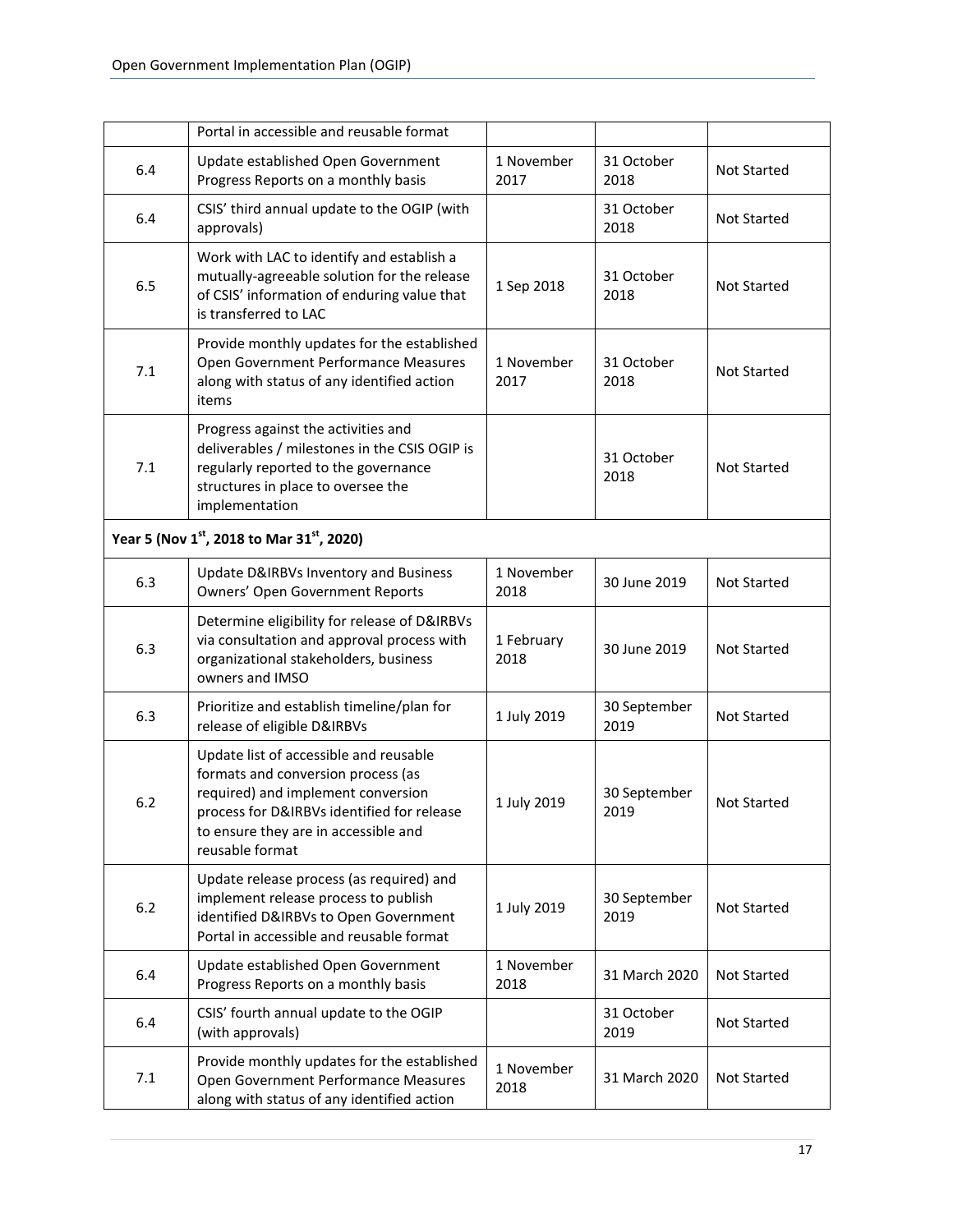| | | | | |
|---|---|---|---|---|
| | Portal in accessible and reusable format | | | |
| 6.4 | Update established Open Government Progress Reports on a monthly basis | 1 November 2017 | 31 October 2018 | Not Started |
| 6.4 | CSIS' third annual update to the OGIP (with approvals) | | 31 October 2018 | Not Started |
| 6.5 | Work with LAC to identify and establish a mutually-agreeable solution for the release of CSIS' information of enduring value that is transferred to LAC | 1 Sep 2018 | 31 October 2018 | Not Started |
| 7.1 | Provide monthly updates for the established Open Government Performance Measures along with status of any identified action items | 1 November 2017 | 31 October 2018 | Not Started |
| 7.1 | Progress against the activities and deliverables / milestones in the CSIS OGIP is regularly reported to the governance structures in place to oversee the implementation | | 31 October 2018 | Not Started |
| **Year 5 (Nov 1st, 2018 to Mar 31st, 2020)** | | | | |
| 6.3 | Update D&IRBVs Inventory and Business Owners' Open Government Reports | 1 November 2018 | 30 June 2019 | Not Started |
| 6.3 | Determine eligibility for release of D&IRBVs via consultation and approval process with organizational stakeholders, business owners and IMSO | 1 February 2018 | 30 June 2019 | Not Started |
| 6.3 | Prioritize and establish timeline/plan for release of eligible D&IRBVs | 1 July 2019 | 30 September 2019 | Not Started |
| 6.2 | Update list of accessible and reusable formats and conversion process (as required) and implement conversion process for D&IRBVs identified for release to ensure they are in accessible and reusable format | 1 July 2019 | 30 September 2019 | Not Started |
| 6.2 | Update release process (as required) and implement release process to publish identified D&IRBVs to Open Government Portal in accessible and reusable format | 1 July 2019 | 30 September 2019 | Not Started |
| 6.4 | Update established Open Government Progress Reports on a monthly basis | 1 November 2018 | 31 March 2020 | Not Started |
| 6.4 | CSIS' fourth annual update to the OGIP (with approvals) | | 31 October 2019 | Not Started |
| 7.1 | Provide monthly updates for the established Open Government Performance Measures along with status of any identified action | 1 November 2018 | 31 March 2020 | Not Started |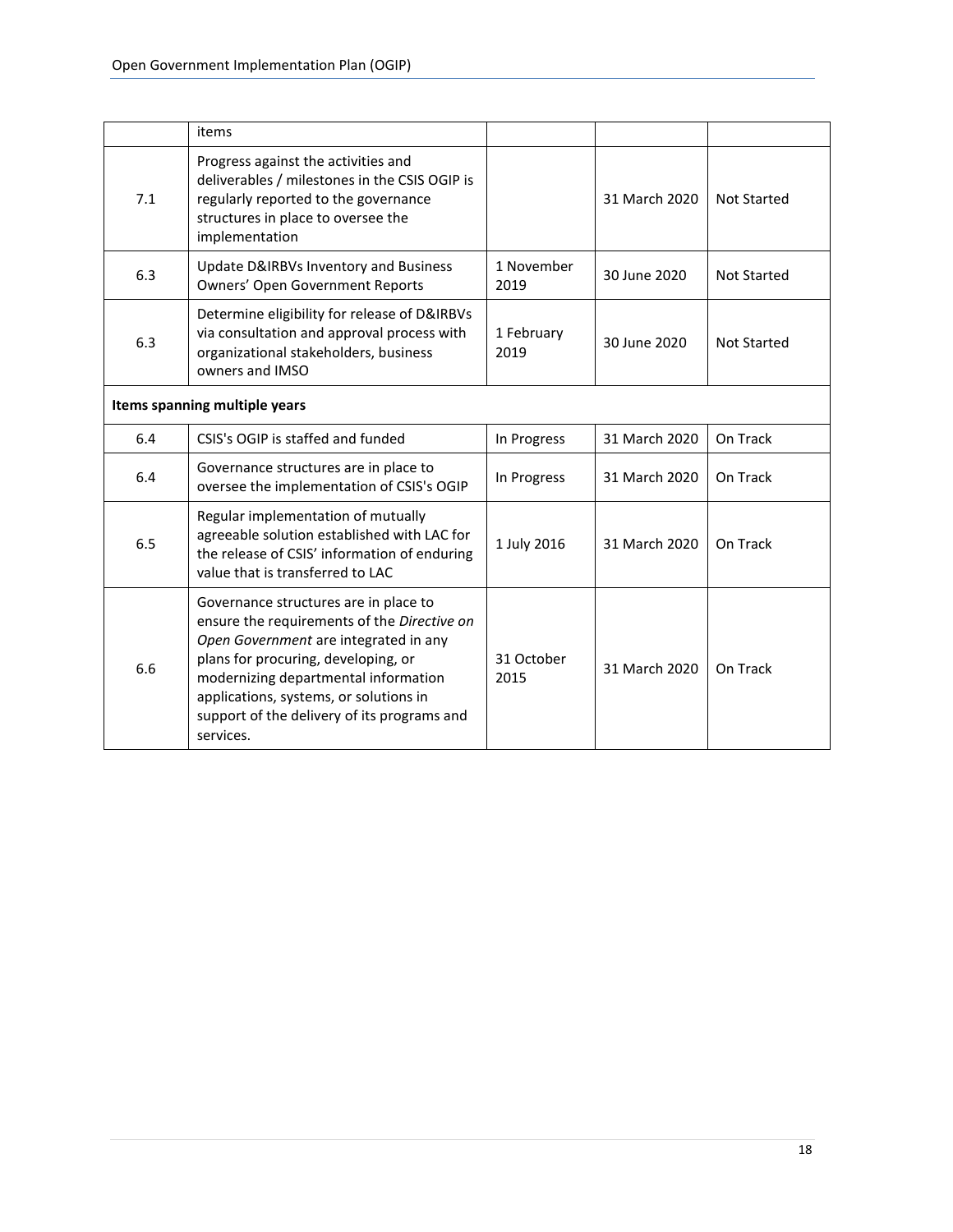| | | | | |
|---|---|---|---|---|
| | items | | | |
| 7.1 | Progress against the activities and deliverables / milestones in the CSIS OGIP is regularly reported to the governance structures in place to oversee the implementation | | 31 March 2020 | Not Started |
| 6.3 | Update D&IRBVs Inventory and Business Owners' Open Government Reports | 1 November 2019 | 30 June 2020 | Not Started |
| 6.3 | Determine eligibility for release of D&IRBVs via consultation and approval process with organizational stakeholders, business owners and IMSO | 1 February 2019 | 30 June 2020 | Not Started |
| **Items spanning multiple years** | | | | |
| 6.4 | CSIS's OGIP is staffed and funded | In Progress | 31 March 2020 | On Track |
| 6.4 | Governance structures are in place to oversee the implementation of CSIS's OGIP | In Progress | 31 March 2020 | On Track |
| 6.5 | Regular implementation of mutually agreeable solution established with LAC for the release of CSIS' information of enduring value that is transferred to LAC | 1 July 2016 | 31 March 2020 | On Track |
| 6.6 | Governance structures are in place to ensure the requirements of the *Directive on Open Government* are integrated in any plans for procuring, developing, or modernizing departmental information applications, systems, or solutions in support of the delivery of its programs and services. | 31 October 2015 | 31 March 2020 | On Track |